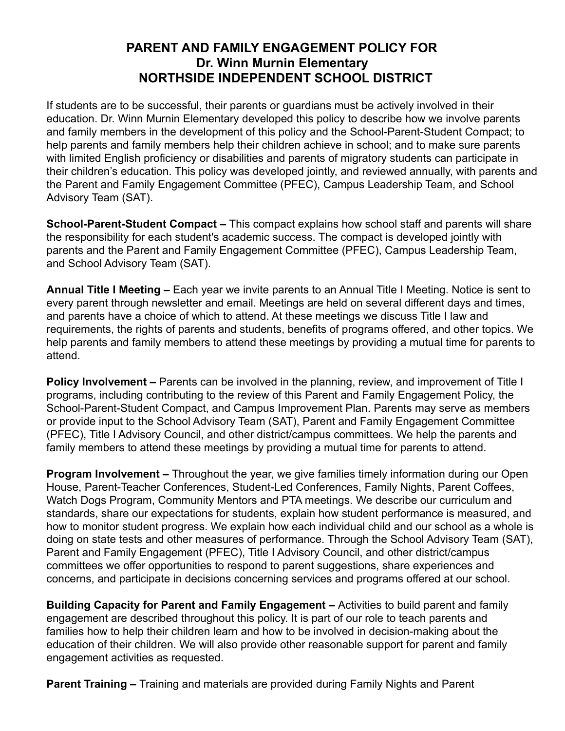# PARENT AND FAMILY ENGAGEMENT POLICY FOR
# Dr. Winn Murnin Elementary
# NORTHSIDE INDEPENDENT SCHOOL DISTRICT

If students are to be successful, their parents or guardians must be actively involved in their education. Dr. Winn Murnin Elementary developed this policy to describe how we involve parents and family members in the development of this policy and the School-Parent-Student Compact; to help parents and family members help their children achieve in school; and to make sure parents with limited English proficiency or disabilities and parents of migratory students can participate in their children's education. This policy was developed jointly, and reviewed annually, with parents and the Parent and Family Engagement Committee (PFEC), Campus Leadership Team, and School Advisory Team (SAT).

**School-Parent-Student Compact –** This compact explains how school staff and parents will share the responsibility for each student's academic success. The compact is developed jointly with parents and the Parent and Family Engagement Committee (PFEC), Campus Leadership Team, and School Advisory Team (SAT).

**Annual Title I Meeting –** Each year we invite parents to an Annual Title I Meeting. Notice is sent to every parent through newsletter and email. Meetings are held on several different days and times, and parents have a choice of which to attend. At these meetings we discuss Title I law and requirements, the rights of parents and students, benefits of programs offered, and other topics. We help parents and family members to attend these meetings by providing a mutual time for parents to attend.

**Policy Involvement –** Parents can be involved in the planning, review, and improvement of Title I programs, including contributing to the review of this Parent and Family Engagement Policy, the School-Parent-Student Compact, and Campus Improvement Plan. Parents may serve as members or provide input to the School Advisory Team (SAT), Parent and Family Engagement Committee (PFEC), Title I Advisory Council, and other district/campus committees. We help the parents and family members to attend these meetings by providing a mutual time for parents to attend.

**Program Involvement –** Throughout the year, we give families timely information during our Open House, Parent-Teacher Conferences, Student-Led Conferences, Family Nights, Parent Coffees, Watch Dogs Program, Community Mentors and PTA meetings. We describe our curriculum and standards, share our expectations for students, explain how student performance is measured, and how to monitor student progress. We explain how each individual child and our school as a whole is doing on state tests and other measures of performance. Through the School Advisory Team (SAT), Parent and Family Engagement (PFEC), Title I Advisory Council, and other district/campus committees we offer opportunities to respond to parent suggestions, share experiences and concerns, and participate in decisions concerning services and programs offered at our school.

**Building Capacity for Parent and Family Engagement –** Activities to build parent and family engagement are described throughout this policy. It is part of our role to teach parents and families how to help their children learn and how to be involved in decision-making about the education of their children. We will also provide other reasonable support for parent and family engagement activities as requested.

**Parent Training –** Training and materials are provided during Family Nights and Parent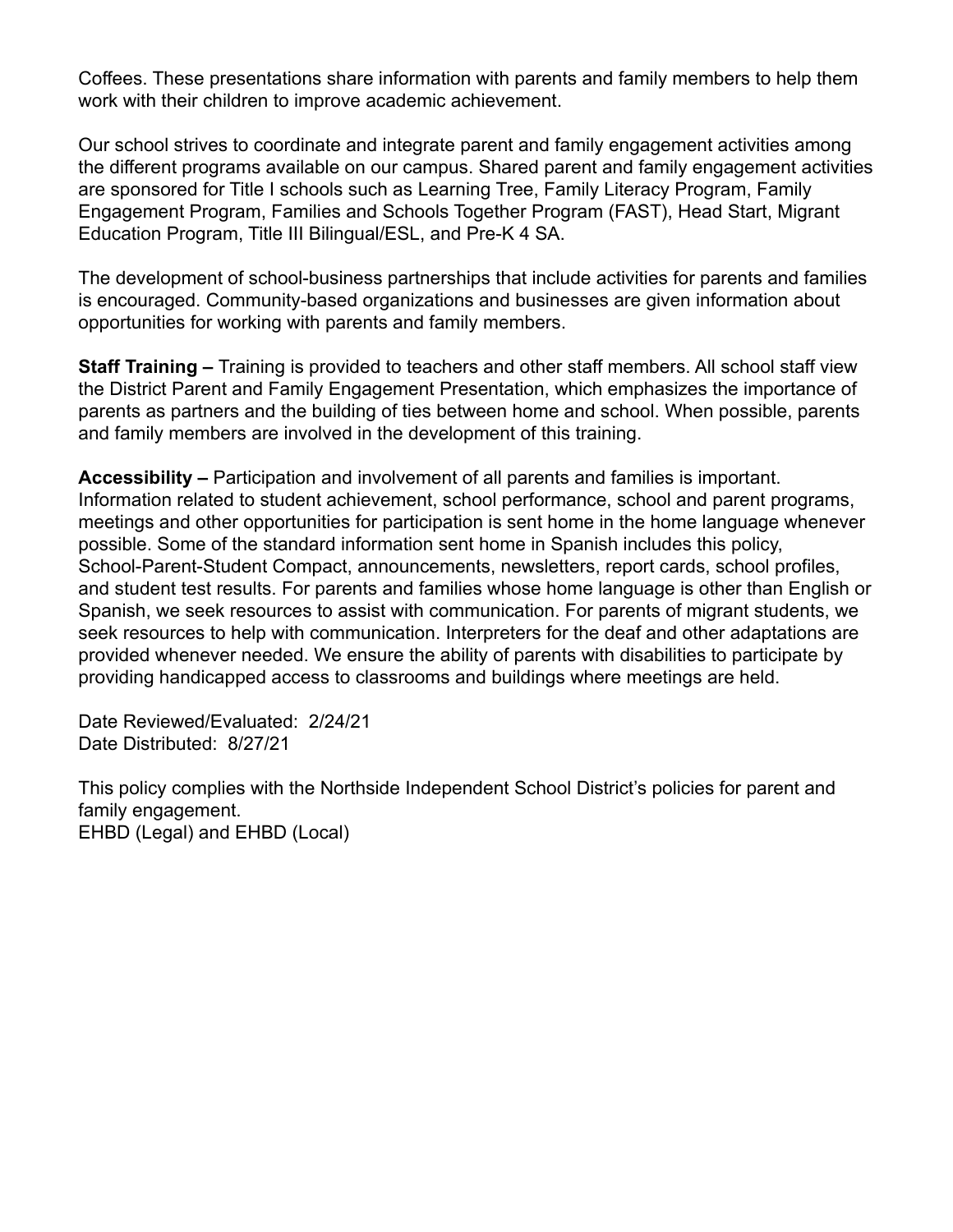Coffees. These presentations share information with parents and family members to help them work with their children to improve academic achievement.

Our school strives to coordinate and integrate parent and family engagement activities among the different programs available on our campus. Shared parent and family engagement activities are sponsored for Title I schools such as Learning Tree, Family Literacy Program, Family Engagement Program, Families and Schools Together Program (FAST), Head Start, Migrant Education Program, Title III Bilingual/ESL, and Pre-K 4 SA.

The development of school-business partnerships that include activities for parents and families is encouraged. Community-based organizations and businesses are given information about opportunities for working with parents and family members.

**Staff Training –** Training is provided to teachers and other staff members. All school staff view the District Parent and Family Engagement Presentation, which emphasizes the importance of parents as partners and the building of ties between home and school. When possible, parents and family members are involved in the development of this training.

**Accessibility –** Participation and involvement of all parents and families is important. Information related to student achievement, school performance, school and parent programs, meetings and other opportunities for participation is sent home in the home language whenever possible. Some of the standard information sent home in Spanish includes this policy, School-Parent-Student Compact, announcements, newsletters, report cards, school profiles, and student test results. For parents and families whose home language is other than English or Spanish, we seek resources to assist with communication. For parents of migrant students, we seek resources to help with communication. Interpreters for the deaf and other adaptations are provided whenever needed. We ensure the ability of parents with disabilities to participate by providing handicapped access to classrooms and buildings where meetings are held.

Date Reviewed/Evaluated: 2/24/21
Date Distributed: 8/27/21

This policy complies with the Northside Independent School District's policies for parent and family engagement.
EHBD (Legal) and EHBD (Local)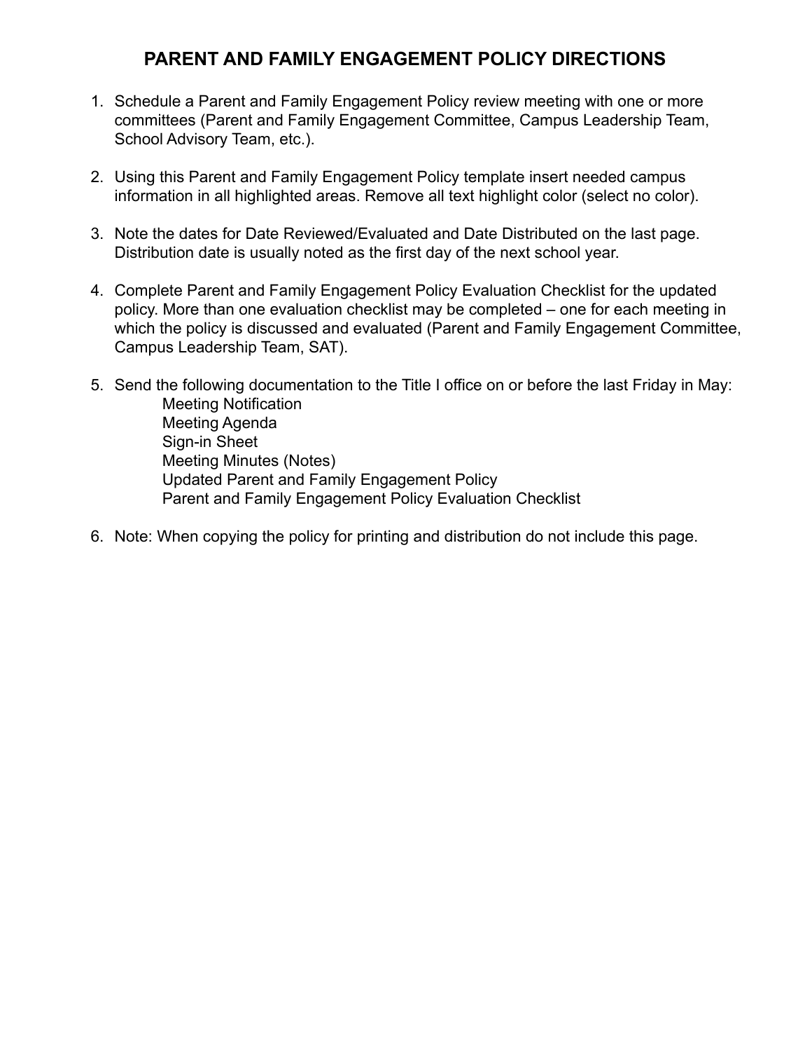# PARENT AND FAMILY ENGAGEMENT POLICY DIRECTIONS

1. Schedule a Parent and Family Engagement Policy review meeting with one or more committees (Parent and Family Engagement Committee, Campus Leadership Team, School Advisory Team, etc.).

2. Using this Parent and Family Engagement Policy template insert needed campus information in all highlighted areas. Remove all text highlight color (select no color).

3. Note the dates for Date Reviewed/Evaluated and Date Distributed on the last page. Distribution date is usually noted as the first day of the next school year.

4. Complete Parent and Family Engagement Policy Evaluation Checklist for the updated policy. More than one evaluation checklist may be completed – one for each meeting in which the policy is discussed and evaluated (Parent and Family Engagement Committee, Campus Leadership Team, SAT).

5. Send the following documentation to the Title I office on or before the last Friday in May:
   - Meeting Notification
   - Meeting Agenda
   - Sign-in Sheet
   - Meeting Minutes (Notes)
   - Updated Parent and Family Engagement Policy
   - Parent and Family Engagement Policy Evaluation Checklist

6. Note: When copying the policy for printing and distribution do not include this page.